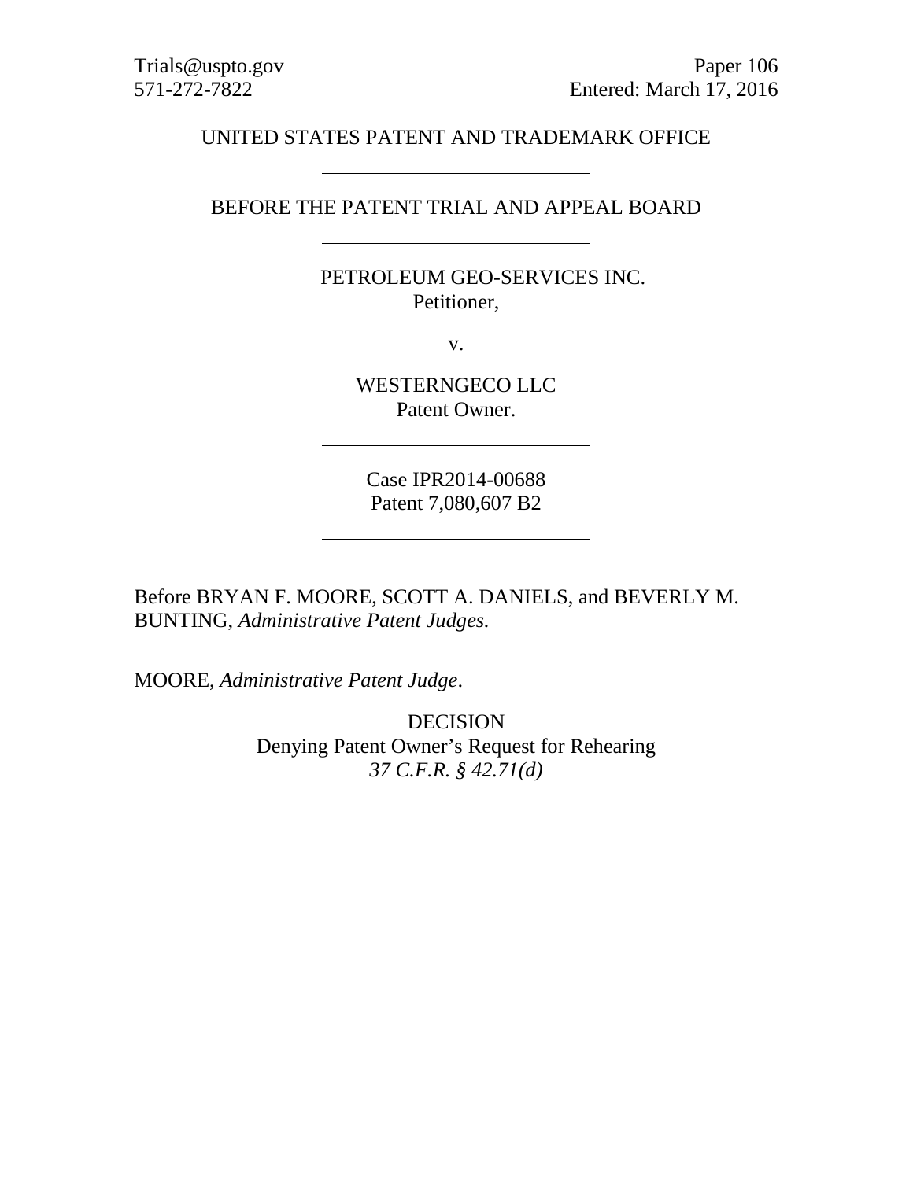Trials@uspto.gov
571-272-7822

Paper 106
Entered: March 17, 2016

UNITED STATES PATENT AND TRADEMARK OFFICE

---

BEFORE THE PATENT TRIAL AND APPEAL BOARD

---

PETROLEUM GEO-SERVICES INC.
Petitioner,

v.

WESTERNGECO LLC
Patent Owner.

---

Case IPR2014-00688
Patent 7,080,607 B2

---

Before BRYAN F. MOORE, SCOTT A. DANIELS, and BEVERLY M. BUNTING, *Administrative Patent Judges.*

MOORE, *Administrative Patent Judge*.

DECISION
Denying Patent Owner's Request for Rehearing
*37 C.F.R. § 42.71(d)*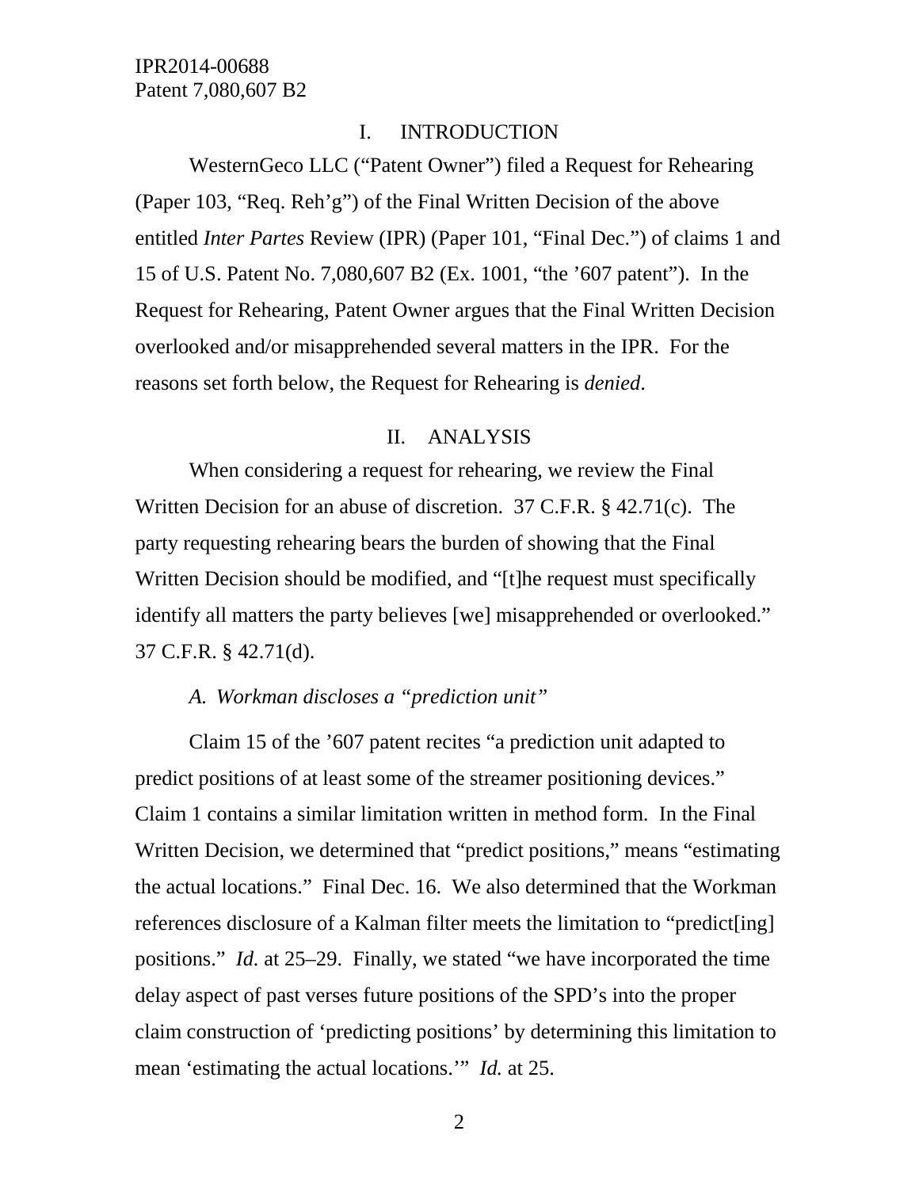## I. INTRODUCTION

WesternGeco LLC ("Patent Owner") filed a Request for Rehearing (Paper 103, "Req. Reh'g") of the Final Written Decision of the above entitled *Inter Partes* Review (IPR) (Paper 101, "Final Dec.") of claims 1 and 15 of U.S. Patent No. 7,080,607 B2 (Ex. 1001, "the '607 patent"). In the Request for Rehearing, Patent Owner argues that the Final Written Decision overlooked and/or misapprehended several matters in the IPR. For the reasons set forth below, the Request for Rehearing is *denied*.

## II. ANALYSIS

When considering a request for rehearing, we review the Final Written Decision for an abuse of discretion. 37 C.F.R. § 42.71(c). The party requesting rehearing bears the burden of showing that the Final Written Decision should be modified, and "[t]he request must specifically identify all matters the party believes [we] misapprehended or overlooked." 37 C.F.R. § 42.71(d).

### *A. Workman discloses a "prediction unit"*

Claim 15 of the '607 patent recites "a prediction unit adapted to predict positions of at least some of the streamer positioning devices." Claim 1 contains a similar limitation written in method form. In the Final Written Decision, we determined that "predict positions," means "estimating the actual locations." Final Dec. 16. We also determined that the Workman references disclosure of a Kalman filter meets the limitation to "predict[ing] positions." *Id.* at 25–29. Finally, we stated "we have incorporated the time delay aspect of past verses future positions of the SPD's into the proper claim construction of 'predicting positions' by determining this limitation to mean 'estimating the actual locations.'" *Id.* at 25.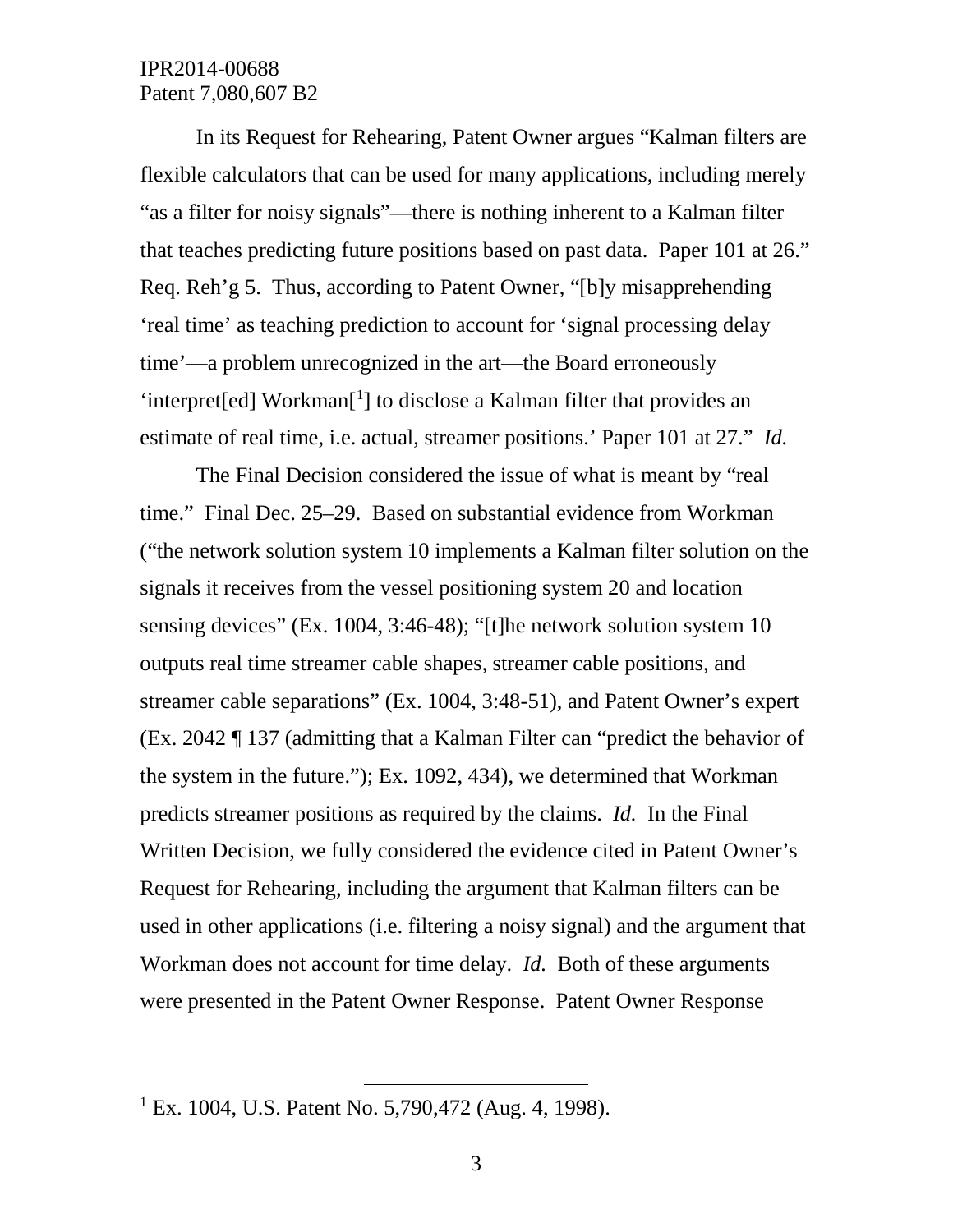In its Request for Rehearing, Patent Owner argues "Kalman filters are flexible calculators that can be used for many applications, including merely "as a filter for noisy signals"—there is nothing inherent to a Kalman filter that teaches predicting future positions based on past data. Paper 101 at 26." Req. Reh'g 5. Thus, according to Patent Owner, "[b]y misapprehending 'real time' as teaching prediction to account for 'signal processing delay time'—a problem unrecognized in the art—the Board erroneously 'interpret[ed] Workman[1] to disclose a Kalman filter that provides an estimate of real time, i.e. actual, streamer positions.' Paper 101 at 27." *Id.*

The Final Decision considered the issue of what is meant by "real time." Final Dec. 25–29. Based on substantial evidence from Workman ("the network solution system 10 implements a Kalman filter solution on the signals it receives from the vessel positioning system 20 and location sensing devices" (Ex. 1004, 3:46-48); "[t]he network solution system 10 outputs real time streamer cable shapes, streamer cable positions, and streamer cable separations" (Ex. 1004, 3:48-51), and Patent Owner's expert (Ex. 2042 ¶ 137 (admitting that a Kalman Filter can "predict the behavior of the system in the future."); Ex. 1092, 434), we determined that Workman predicts streamer positions as required by the claims. *Id.* In the Final Written Decision, we fully considered the evidence cited in Patent Owner's Request for Rehearing, including the argument that Kalman filters can be used in other applications (i.e. filtering a noisy signal) and the argument that Workman does not account for time delay. *Id.* Both of these arguments were presented in the Patent Owner Response. Patent Owner Response

---

[1] Ex. 1004, U.S. Patent No. 5,790,472 (Aug. 4, 1998).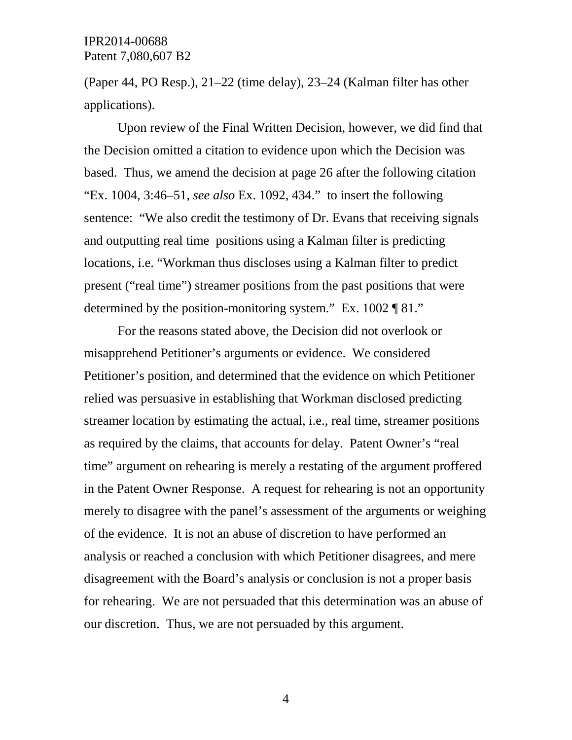(Paper 44, PO Resp.), 21–22 (time delay), 23–24 (Kalman filter has other applications).

Upon review of the Final Written Decision, however, we did find that the Decision omitted a citation to evidence upon which the Decision was based. Thus, we amend the decision at page 26 after the following citation "Ex. 1004, 3:46–51, *see also* Ex. 1092, 434." to insert the following sentence: "We also credit the testimony of Dr. Evans that receiving signals and outputting real time positions using a Kalman filter is predicting locations, i.e. "Workman thus discloses using a Kalman filter to predict present ("real time") streamer positions from the past positions that were determined by the position-monitoring system." Ex. 1002 ¶ 81."

For the reasons stated above, the Decision did not overlook or misapprehend Petitioner's arguments or evidence. We considered Petitioner's position, and determined that the evidence on which Petitioner relied was persuasive in establishing that Workman disclosed predicting streamer location by estimating the actual, i.e., real time, streamer positions as required by the claims, that accounts for delay. Patent Owner's "real time" argument on rehearing is merely a restating of the argument proffered in the Patent Owner Response. A request for rehearing is not an opportunity merely to disagree with the panel's assessment of the arguments or weighing of the evidence. It is not an abuse of discretion to have performed an analysis or reached a conclusion with which Petitioner disagrees, and mere disagreement with the Board's analysis or conclusion is not a proper basis for rehearing. We are not persuaded that this determination was an abuse of our discretion. Thus, we are not persuaded by this argument.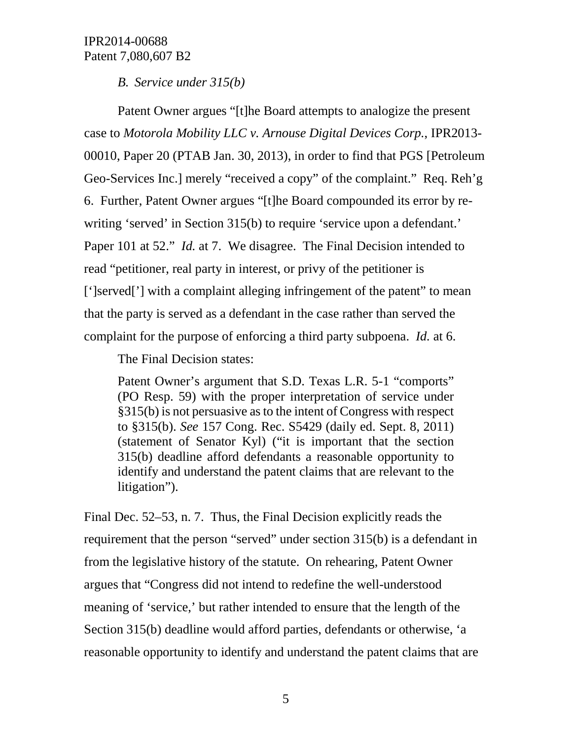*B. Service under 315(b)*

Patent Owner argues "[t]he Board attempts to analogize the present case to *Motorola Mobility LLC v. Arnouse Digital Devices Corp.*, IPR2013-00010, Paper 20 (PTAB Jan. 30, 2013), in order to find that PGS [Petroleum Geo-Services Inc.] merely "received a copy" of the complaint." Req. Reh'g 6. Further, Patent Owner argues "[t]he Board compounded its error by re-writing 'served' in Section 315(b) to require 'service upon a defendant.' Paper 101 at 52." *Id.* at 7. We disagree. The Final Decision intended to read "petitioner, real party in interest, or privy of the petitioner is [']served['] with a complaint alleging infringement of the patent" to mean that the party is served as a defendant in the case rather than served the complaint for the purpose of enforcing a third party subpoena. *Id.* at 6.

The Final Decision states:

> Patent Owner's argument that S.D. Texas L.R. 5-1 "comports" (PO Resp. 59) with the proper interpretation of service under §315(b) is not persuasive as to the intent of Congress with respect to §315(b). *See* 157 Cong. Rec. S5429 (daily ed. Sept. 8, 2011) (statement of Senator Kyl) ("it is important that the section 315(b) deadline afford defendants a reasonable opportunity to identify and understand the patent claims that are relevant to the litigation").

Final Dec. 52–53, n. 7. Thus, the Final Decision explicitly reads the requirement that the person "served" under section 315(b) is a defendant in from the legislative history of the statute. On rehearing, Patent Owner argues that "Congress did not intend to redefine the well-understood meaning of 'service,' but rather intended to ensure that the length of the Section 315(b) deadline would afford parties, defendants or otherwise, 'a reasonable opportunity to identify and understand the patent claims that are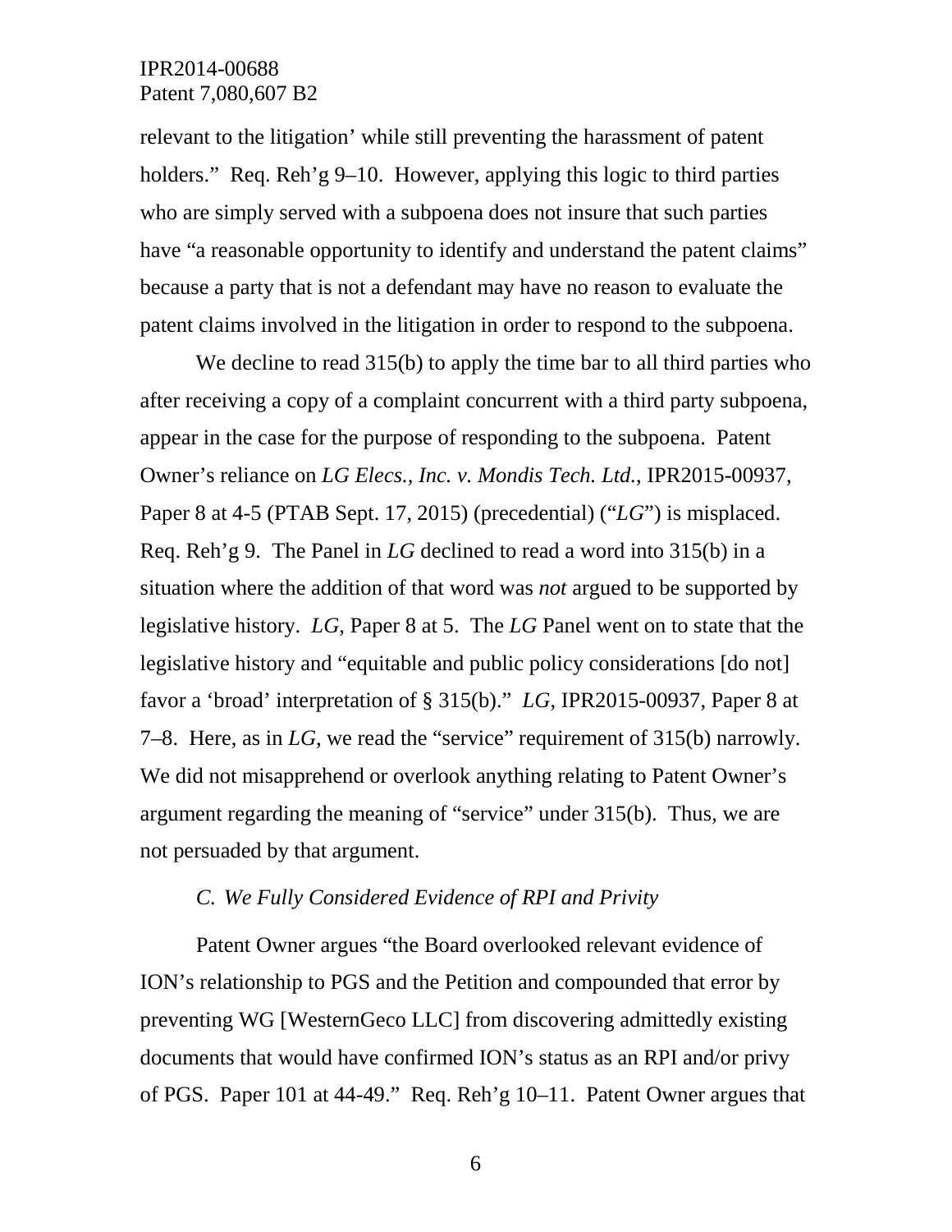relevant to the litigation' while still preventing the harassment of patent holders." Req. Reh'g 9–10. However, applying this logic to third parties who are simply served with a subpoena does not insure that such parties have "a reasonable opportunity to identify and understand the patent claims" because a party that is not a defendant may have no reason to evaluate the patent claims involved in the litigation in order to respond to the subpoena.

We decline to read 315(b) to apply the time bar to all third parties who after receiving a copy of a complaint concurrent with a third party subpoena, appear in the case for the purpose of responding to the subpoena. Patent Owner's reliance on *LG Elecs., Inc. v. Mondis Tech. Ltd.*, IPR2015-00937, Paper 8 at 4-5 (PTAB Sept. 17, 2015) (precedential) ("*LG*") is misplaced. Req. Reh'g 9. The Panel in *LG* declined to read a word into 315(b) in a situation where the addition of that word was *not* argued to be supported by legislative history. *LG*, Paper 8 at 5. The *LG* Panel went on to state that the legislative history and "equitable and public policy considerations [do not] favor a 'broad' interpretation of § 315(b)." *LG*, IPR2015-00937, Paper 8 at 7–8. Here, as in *LG*, we read the "service" requirement of 315(b) narrowly. We did not misapprehend or overlook anything relating to Patent Owner's argument regarding the meaning of "service" under 315(b). Thus, we are not persuaded by that argument.

### *C. We Fully Considered Evidence of RPI and Privity*

Patent Owner argues "the Board overlooked relevant evidence of ION's relationship to PGS and the Petition and compounded that error by preventing WG [WesternGeco LLC] from discovering admittedly existing documents that would have confirmed ION's status as an RPI and/or privy of PGS. Paper 101 at 44-49." Req. Reh'g 10–11. Patent Owner argues that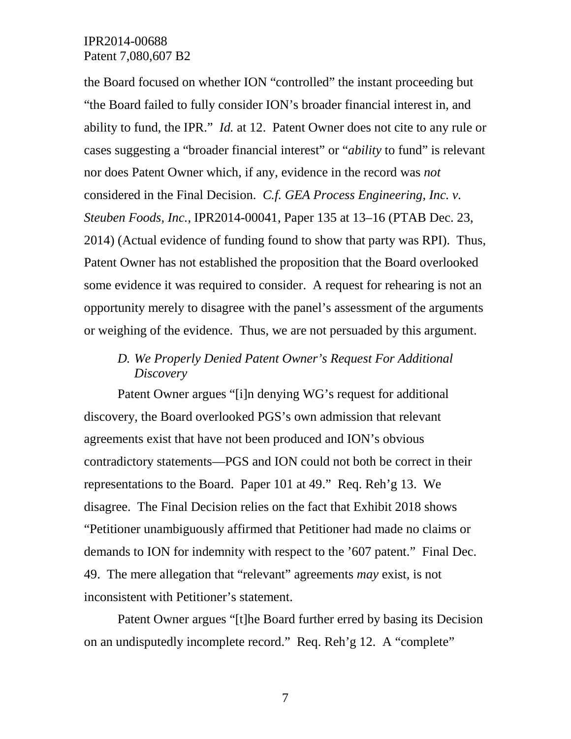the Board focused on whether ION "controlled" the instant proceeding but "the Board failed to fully consider ION's broader financial interest in, and ability to fund, the IPR." *Id.* at 12. Patent Owner does not cite to any rule or cases suggesting a "broader financial interest" or "*ability* to fund" is relevant nor does Patent Owner which, if any, evidence in the record was *not* considered in the Final Decision. *C.f. GEA Process Engineering, Inc. v. Steuben Foods, Inc.*, IPR2014-00041, Paper 135 at 13–16 (PTAB Dec. 23, 2014) (Actual evidence of funding found to show that party was RPI). Thus, Patent Owner has not established the proposition that the Board overlooked some evidence it was required to consider. A request for rehearing is not an opportunity merely to disagree with the panel's assessment of the arguments or weighing of the evidence. Thus, we are not persuaded by this argument.

### *D. We Properly Denied Patent Owner's Request For Additional Discovery*

Patent Owner argues "[i]n denying WG's request for additional discovery, the Board overlooked PGS's own admission that relevant agreements exist that have not been produced and ION's obvious contradictory statements—PGS and ION could not both be correct in their representations to the Board. Paper 101 at 49." Req. Reh'g 13. We disagree. The Final Decision relies on the fact that Exhibit 2018 shows "Petitioner unambiguously affirmed that Petitioner had made no claims or demands to ION for indemnity with respect to the '607 patent." Final Dec. 49. The mere allegation that "relevant" agreements *may* exist, is not inconsistent with Petitioner's statement.

Patent Owner argues "[t]he Board further erred by basing its Decision on an undisputedly incomplete record." Req. Reh'g 12. A "complete"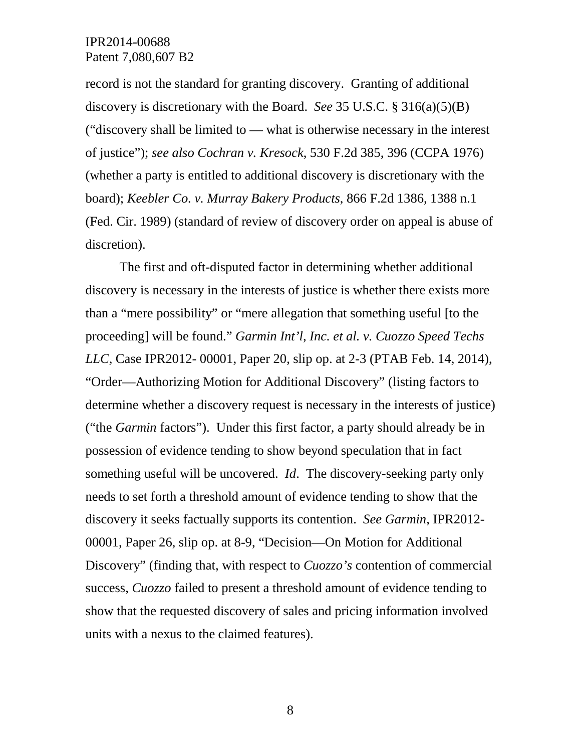record is not the standard for granting discovery. Granting of additional discovery is discretionary with the Board. *See* 35 U.S.C. § 316(a)(5)(B) ("discovery shall be limited to — what is otherwise necessary in the interest of justice"); *see also Cochran v. Kresock*, 530 F.2d 385, 396 (CCPA 1976) (whether a party is entitled to additional discovery is discretionary with the board); *Keebler Co. v. Murray Bakery Products*, 866 F.2d 1386, 1388 n.1 (Fed. Cir. 1989) (standard of review of discovery order on appeal is abuse of discretion).

The first and oft-disputed factor in determining whether additional discovery is necessary in the interests of justice is whether there exists more than a "mere possibility" or "mere allegation that something useful [to the proceeding] will be found." *Garmin Int'l, Inc. et al. v. Cuozzo Speed Techs LLC*, Case IPR2012- 00001, Paper 20, slip op. at 2-3 (PTAB Feb. 14, 2014), "Order—Authorizing Motion for Additional Discovery" (listing factors to determine whether a discovery request is necessary in the interests of justice) ("the *Garmin* factors"). Under this first factor, a party should already be in possession of evidence tending to show beyond speculation that in fact something useful will be uncovered. *Id*. The discovery-seeking party only needs to set forth a threshold amount of evidence tending to show that the discovery it seeks factually supports its contention. *See Garmin*, IPR2012-00001, Paper 26, slip op. at 8-9, "Decision—On Motion for Additional Discovery" (finding that, with respect to *Cuozzo's* contention of commercial success, *Cuozzo* failed to present a threshold amount of evidence tending to show that the requested discovery of sales and pricing information involved units with a nexus to the claimed features).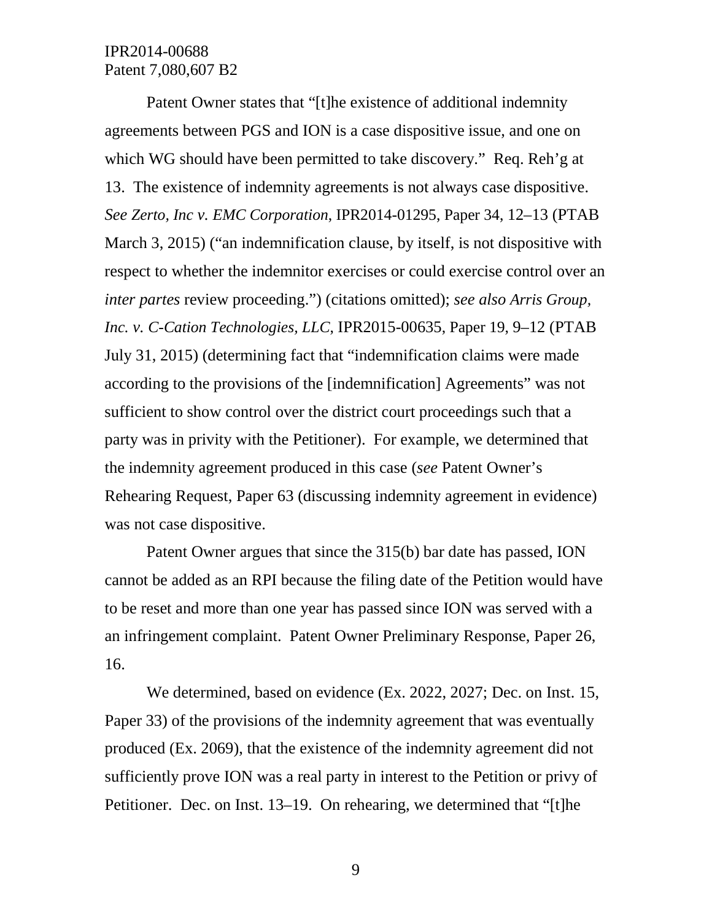Patent Owner states that "[t]he existence of additional indemnity agreements between PGS and ION is a case dispositive issue, and one on which WG should have been permitted to take discovery." Req. Reh'g at 13. The existence of indemnity agreements is not always case dispositive. *See Zerto, Inc v. EMC Corporation*, IPR2014-01295, Paper 34, 12–13 (PTAB March 3, 2015) ("an indemnification clause, by itself, is not dispositive with respect to whether the indemnitor exercises or could exercise control over an *inter partes* review proceeding.") (citations omitted); *see also Arris Group, Inc. v. C-Cation Technologies, LLC*, IPR2015-00635, Paper 19, 9–12 (PTAB July 31, 2015) (determining fact that "indemnification claims were made according to the provisions of the [indemnification] Agreements" was not sufficient to show control over the district court proceedings such that a party was in privity with the Petitioner). For example, we determined that the indemnity agreement produced in this case (*see* Patent Owner's Rehearing Request, Paper 63 (discussing indemnity agreement in evidence) was not case dispositive.

Patent Owner argues that since the 315(b) bar date has passed, ION cannot be added as an RPI because the filing date of the Petition would have to be reset and more than one year has passed since ION was served with a an infringement complaint. Patent Owner Preliminary Response, Paper 26, 16.

We determined, based on evidence (Ex. 2022, 2027; Dec. on Inst. 15, Paper 33) of the provisions of the indemnity agreement that was eventually produced (Ex. 2069), that the existence of the indemnity agreement did not sufficiently prove ION was a real party in interest to the Petition or privy of Petitioner. Dec. on Inst. 13–19. On rehearing, we determined that "[t]he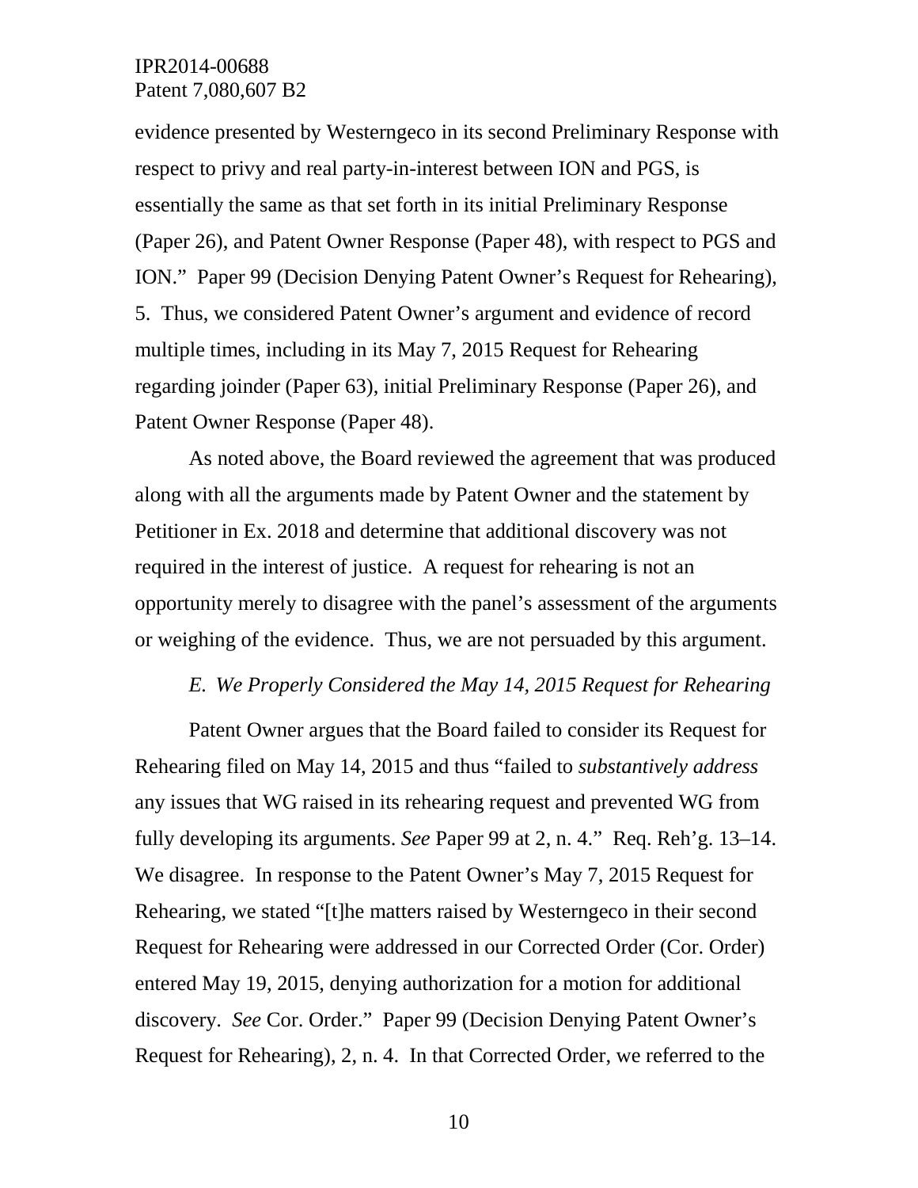evidence presented by Westerngeco in its second Preliminary Response with respect to privy and real party-in-interest between ION and PGS, is essentially the same as that set forth in its initial Preliminary Response (Paper 26), and Patent Owner Response (Paper 48), with respect to PGS and ION." Paper 99 (Decision Denying Patent Owner's Request for Rehearing), 5. Thus, we considered Patent Owner's argument and evidence of record multiple times, including in its May 7, 2015 Request for Rehearing regarding joinder (Paper 63), initial Preliminary Response (Paper 26), and Patent Owner Response (Paper 48).

As noted above, the Board reviewed the agreement that was produced along with all the arguments made by Patent Owner and the statement by Petitioner in Ex. 2018 and determine that additional discovery was not required in the interest of justice. A request for rehearing is not an opportunity merely to disagree with the panel's assessment of the arguments or weighing of the evidence. Thus, we are not persuaded by this argument.

### *E. We Properly Considered the May 14, 2015 Request for Rehearing*

Patent Owner argues that the Board failed to consider its Request for Rehearing filed on May 14, 2015 and thus "failed to *substantively address* any issues that WG raised in its rehearing request and prevented WG from fully developing its arguments. *See* Paper 99 at 2, n. 4." Req. Reh'g. 13–14. We disagree. In response to the Patent Owner's May 7, 2015 Request for Rehearing, we stated "[t]he matters raised by Westerngeco in their second Request for Rehearing were addressed in our Corrected Order (Cor. Order) entered May 19, 2015, denying authorization for a motion for additional discovery. *See* Cor. Order." Paper 99 (Decision Denying Patent Owner's Request for Rehearing), 2, n. 4. In that Corrected Order, we referred to the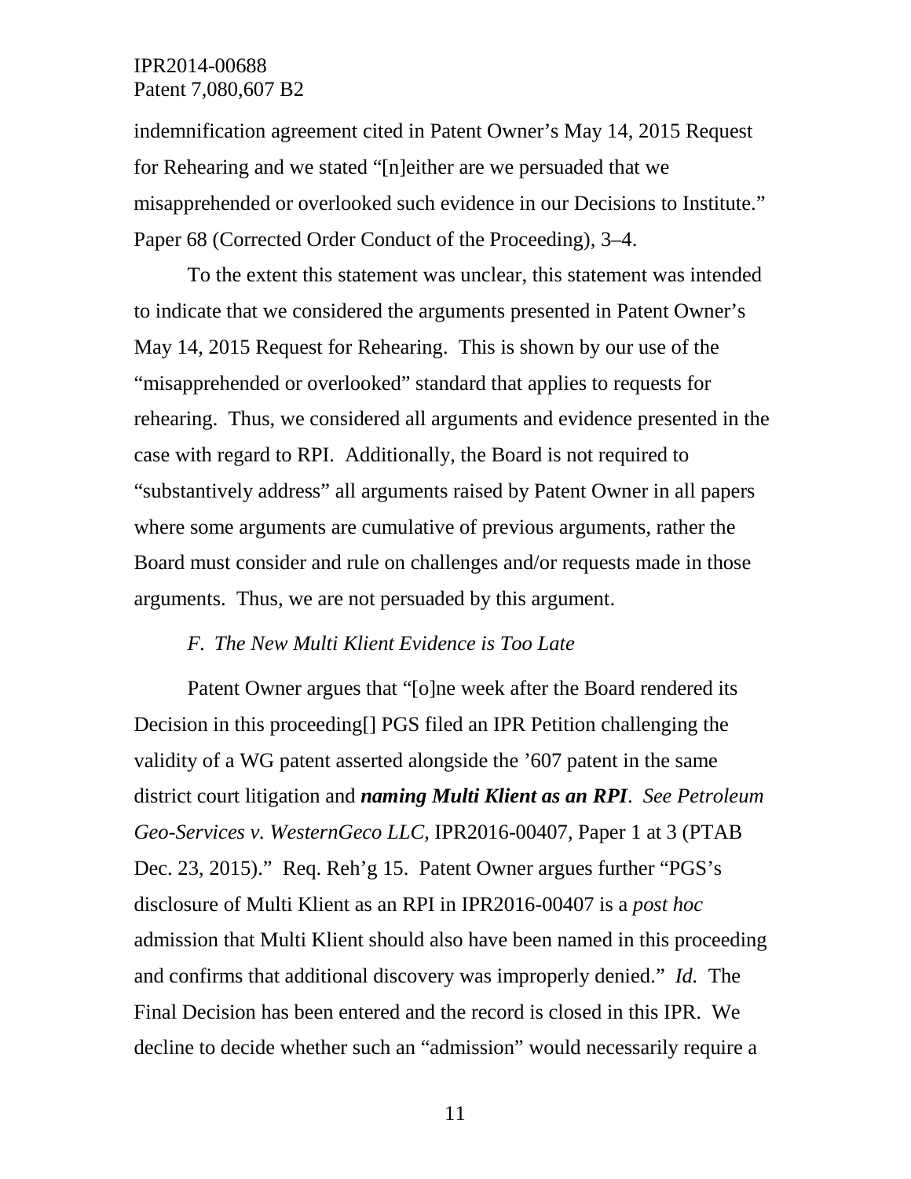indemnification agreement cited in Patent Owner's May 14, 2015 Request for Rehearing and we stated "[n]either are we persuaded that we misapprehended or overlooked such evidence in our Decisions to Institute." Paper 68 (Corrected Order Conduct of the Proceeding), 3–4.

To the extent this statement was unclear, this statement was intended to indicate that we considered the arguments presented in Patent Owner's May 14, 2015 Request for Rehearing. This is shown by our use of the "misapprehended or overlooked" standard that applies to requests for rehearing. Thus, we considered all arguments and evidence presented in the case with regard to RPI. Additionally, the Board is not required to "substantively address" all arguments raised by Patent Owner in all papers where some arguments are cumulative of previous arguments, rather the Board must consider and rule on challenges and/or requests made in those arguments. Thus, we are not persuaded by this argument.

*F. The New Multi Klient Evidence is Too Late*

Patent Owner argues that "[o]ne week after the Board rendered its Decision in this proceeding[] PGS filed an IPR Petition challenging the validity of a WG patent asserted alongside the '607 patent in the same district court litigation and ***naming Multi Klient as an RPI***. *See Petroleum Geo-Services v. WesternGeco LLC*, IPR2016-00407, Paper 1 at 3 (PTAB Dec. 23, 2015)." Req. Reh'g 15. Patent Owner argues further "PGS's disclosure of Multi Klient as an RPI in IPR2016-00407 is a *post hoc* admission that Multi Klient should also have been named in this proceeding and confirms that additional discovery was improperly denied." *Id.* The Final Decision has been entered and the record is closed in this IPR. We decline to decide whether such an "admission" would necessarily require a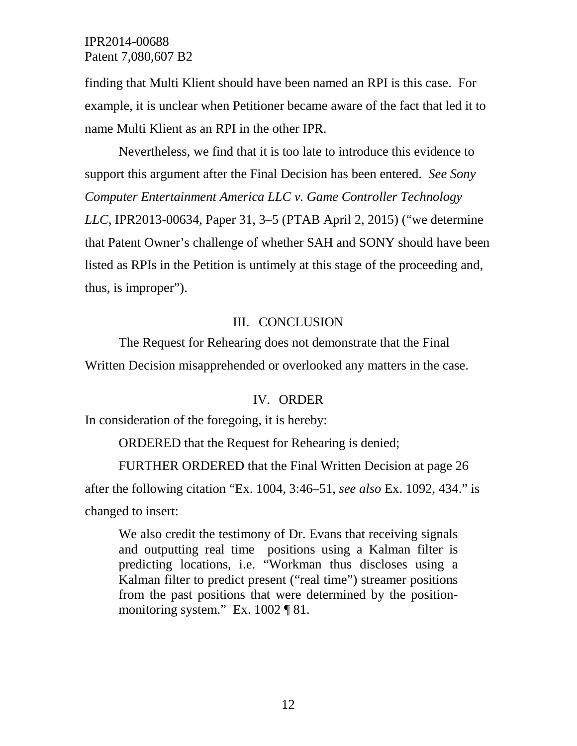finding that Multi Klient should have been named an RPI is this case. For example, it is unclear when Petitioner became aware of the fact that led it to name Multi Klient as an RPI in the other IPR.

Nevertheless, we find that it is too late to introduce this evidence to support this argument after the Final Decision has been entered. *See Sony Computer Entertainment America LLC v. Game Controller Technology LLC*, IPR2013-00634, Paper 31, 3–5 (PTAB April 2, 2015) ("we determine that Patent Owner's challenge of whether SAH and SONY should have been listed as RPIs in the Petition is untimely at this stage of the proceeding and, thus, is improper").

## III. CONCLUSION

The Request for Rehearing does not demonstrate that the Final Written Decision misapprehended or overlooked any matters in the case.

## IV. ORDER

In consideration of the foregoing, it is hereby:

ORDERED that the Request for Rehearing is denied;

FURTHER ORDERED that the Final Written Decision at page 26 after the following citation "Ex. 1004, 3:46–51, *see also* Ex. 1092, 434." is changed to insert:

> We also credit the testimony of Dr. Evans that receiving signals and outputting real time positions using a Kalman filter is predicting locations, i.e. "Workman thus discloses using a Kalman filter to predict present ("real time") streamer positions from the past positions that were determined by the position-monitoring system." Ex. 1002 ¶ 81.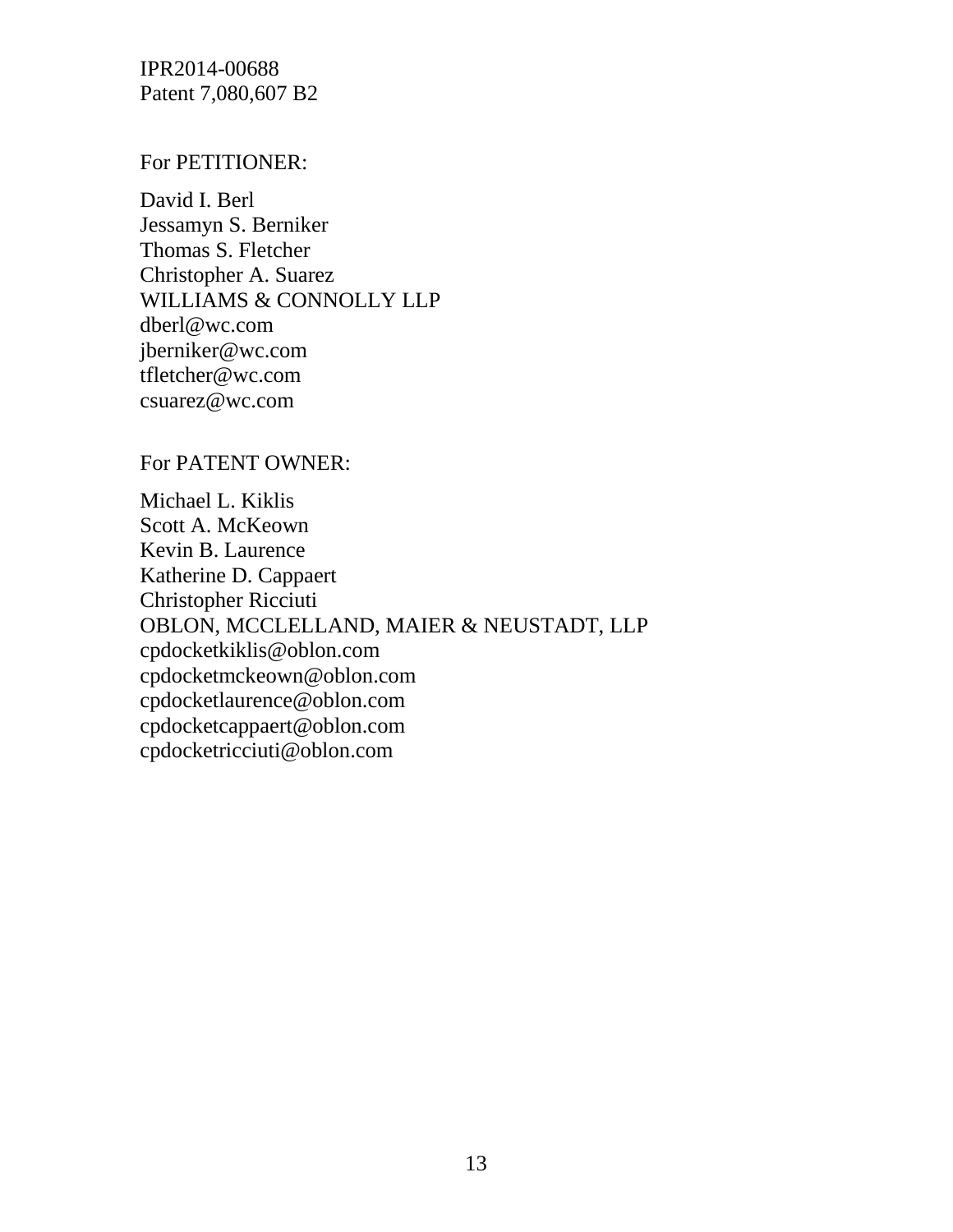For PETITIONER:

David I. Berl
Jessamyn S. Berniker
Thomas S. Fletcher
Christopher A. Suarez
WILLIAMS & CONNOLLY LLP
dberl@wc.com
jberniker@wc.com
tfletcher@wc.com
csuarez@wc.com

For PATENT OWNER:

Michael L. Kiklis
Scott A. McKeown
Kevin B. Laurence
Katherine D. Cappaert
Christopher Ricciuti
OBLON, MCCLELLAND, MAIER & NEUSTADT, LLP
cpdocketkiklis@oblon.com
cpdocketmckeown@oblon.com
cpdocketlaurence@oblon.com
cpdocketcappaert@oblon.com
cpdocketricciuti@oblon.com